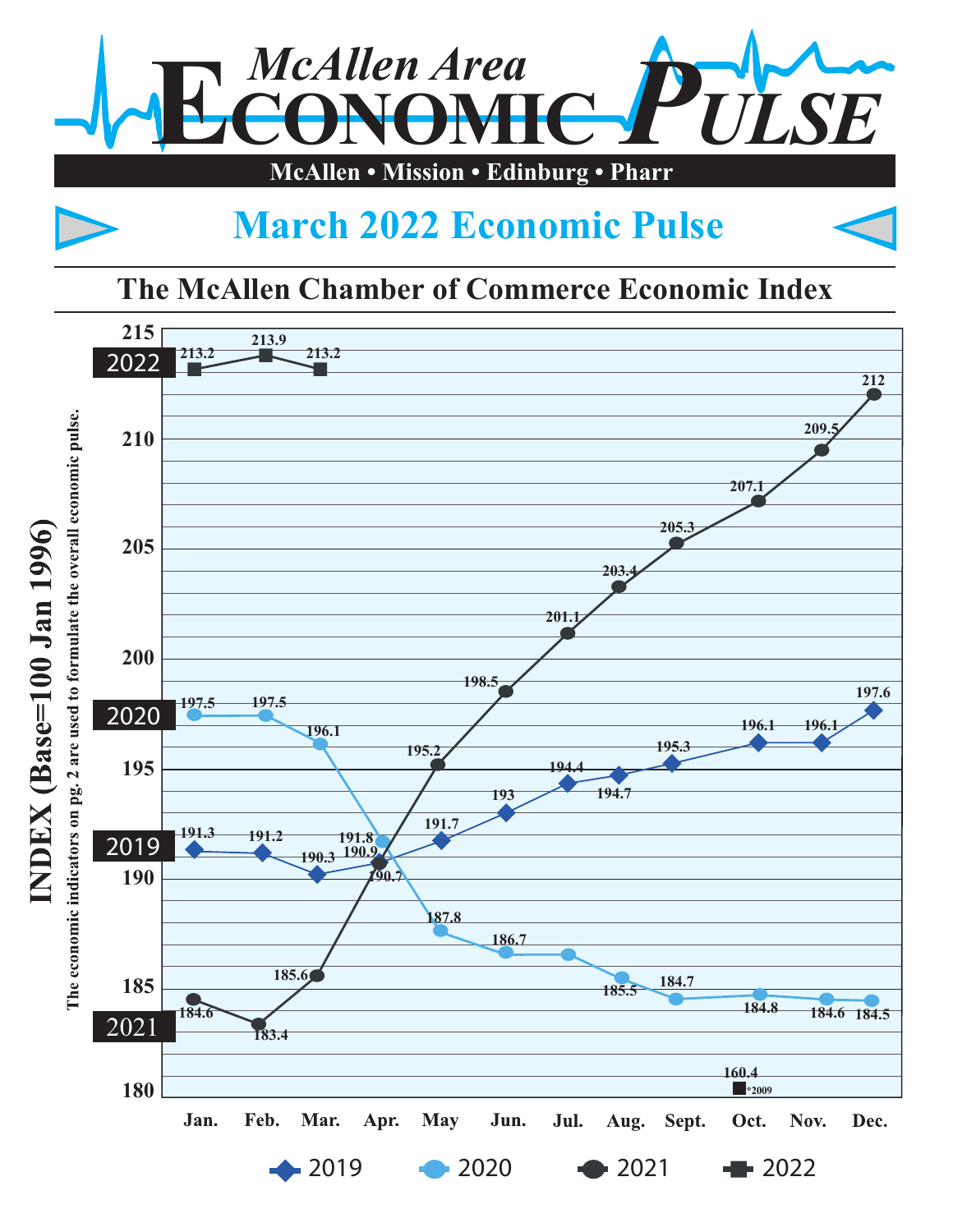# McAllen Area Economic Pulse

**McAllen • Mission • Edinburg • Pharr**

## March 2022 Economic Pulse

### The McAllen Chamber of Commerce Economic Index

INDEX (Base=100 Jan 1996)

The economic indicators on pg. 2 are used to formulate the overall economic pulse.

215
210
205
200
195
190
185
180

2022
213.2
213.9
213.2

2020
197.5
197.5
196.1
191.8
187.8
186.7
185.5
184.7
184.8
184.6
184.5

2019
191.3
191.2
190.3
190.9
191.7
193
194.4
194.7
195.3
196.1
196.1
197.6

2021
184.6
183.4
185.6
190.7
195.2
198.5
201.1
203.4
205.3
207.1
209.5
212

160.4
*2009

Jan. Feb. Mar. Apr. May Jun. Jul. Aug. Sept. Oct. Nov. Dec.

2019 2020 2021 2022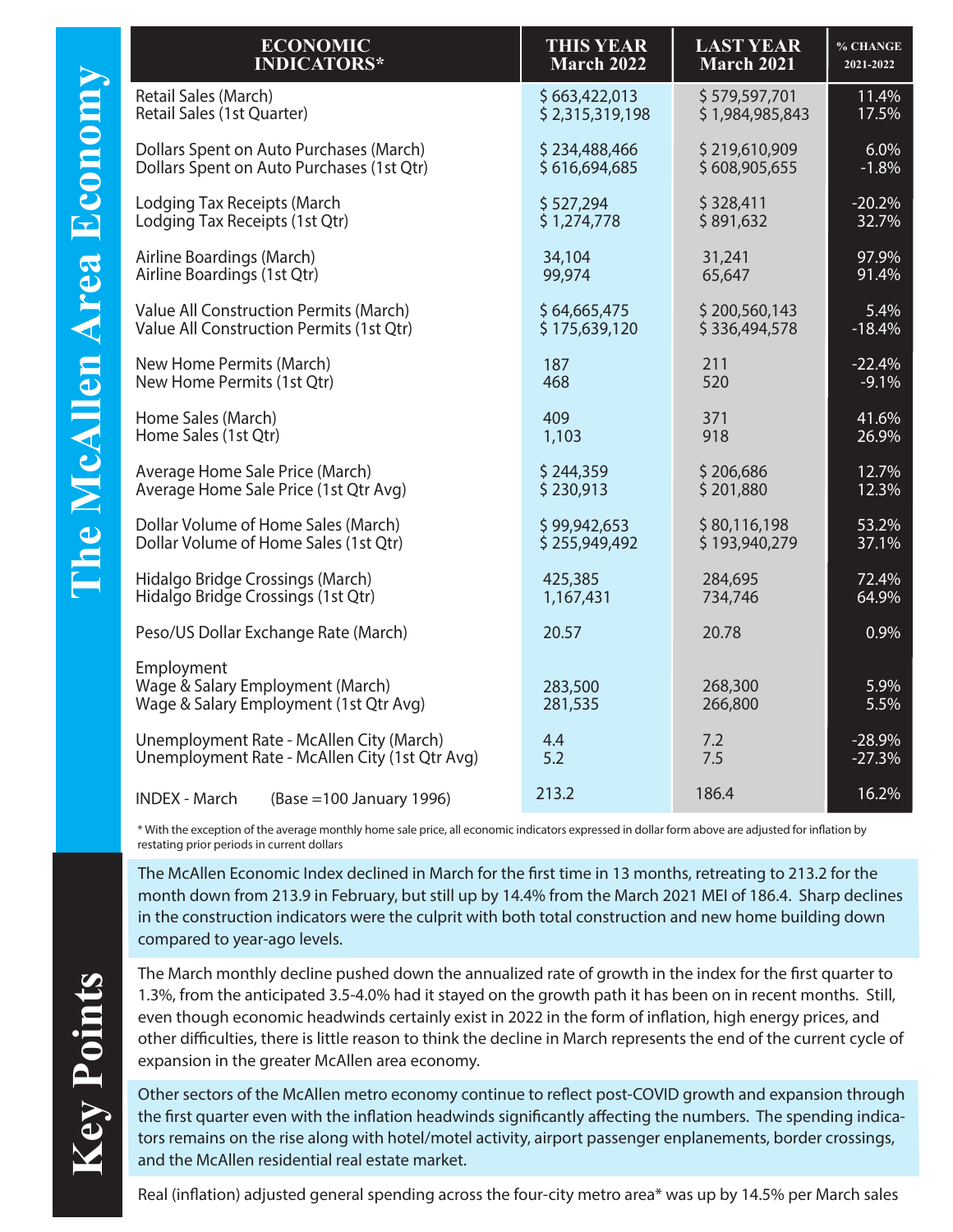# The McAllen Area Economy

| ECONOMIC INDICATORS* | THIS YEAR March 2022 | LAST YEAR March 2021 | % CHANGE 2021-2022 |
|---|---|---|---|
| Retail Sales (March) | $ 663,422,013 | $ 579,597,701 | 11.4% |
| Retail Sales (1st Quarter) | $ 2,315,319,198 | $ 1,984,985,843 | 17.5% |
| Dollars Spent on Auto Purchases (March) | $ 234,488,466 | $ 219,610,909 | 6.0% |
| Dollars Spent on Auto Purchases (1st Qtr) | $ 616,694,685 | $ 608,905,655 | -1.8% |
| Lodging Tax Receipts (March | $ 527,294 | $ 328,411 | -20.2% |
| Lodging Tax Receipts (1st Qtr) | $ 1,274,778 | $ 891,632 | 32.7% |
| Airline Boardings (March) | 34,104 | 31,241 | 97.9% |
| Airline Boardings (1st Qtr) | 99,974 | 65,647 | 91.4% |
| Value All Construction Permits (March) | $ 64,665,475 | $ 200,560,143 | 5.4% |
| Value All Construction Permits (1st Qtr) | $ 175,639,120 | $ 336,494,578 | -18.4% |
| New Home Permits (March) | 187 | 211 | -22.4% |
| New Home Permits (1st Qtr) | 468 | 520 | -9.1% |
| Home Sales (March) | 409 | 371 | 41.6% |
| Home Sales (1st Qtr) | 1,103 | 918 | 26.9% |
| Average Home Sale Price (March) | $ 244,359 | $ 206,686 | 12.7% |
| Average Home Sale Price (1st Qtr Avg) | $ 230,913 | $ 201,880 | 12.3% |
| Dollar Volume of Home Sales (March) | $ 99,942,653 | $ 80,116,198 | 53.2% |
| Dollar Volume of Home Sales (1st Qtr) | $ 255,949,492 | $ 193,940,279 | 37.1% |
| Hidalgo Bridge Crossings (March) | 425,385 | 284,695 | 72.4% |
| Hidalgo Bridge Crossings (1st Qtr) | 1,167,431 | 734,746 | 64.9% |
| Peso/US Dollar Exchange Rate (March) | 20.57 | 20.78 | 0.9% |
| Employment | | | |
| Wage & Salary Employment (March) | 283,500 | 268,300 | 5.9% |
| Wage & Salary Employment (1st Qtr Avg) | 281,535 | 266,800 | 5.5% |
| Unemployment Rate - McAllen City (March) | 4.4 | 7.2 | -28.9% |
| Unemployment Rate - McAllen City (1st Qtr Avg) | 5.2 | 7.5 | -27.3% |
| INDEX - March (Base =100 January 1996) | 213.2 | 186.4 | 16.2% |

* With the exception of the average monthly home sale price, all economic indicators expressed in dollar form above are adjusted for inflation by restating prior periods in current dollars

# Key Points

The McAllen Economic Index declined in March for the first time in 13 months, retreating to 213.2 for the month down from 213.9 in February, but still up by 14.4% from the March 2021 MEI of 186.4. Sharp declines in the construction indicators were the culprit with both total construction and new home building down compared to year-ago levels.

The March monthly decline pushed down the annualized rate of growth in the index for the first quarter to 1.3%, from the anticipated 3.5-4.0% had it stayed on the growth path it has been on in recent months. Still, even though economic headwinds certainly exist in 2022 in the form of inflation, high energy prices, and other difficulties, there is little reason to think the decline in March represents the end of the current cycle of expansion in the greater McAllen area economy.

Other sectors of the McAllen metro economy continue to reflect post-COVID growth and expansion through the first quarter even with the inflation headwinds significantly affecting the numbers. The spending indicators remains on the rise along with hotel/motel activity, airport passenger enplanements, border crossings, and the McAllen residential real estate market.

Real (inflation) adjusted general spending across the four-city metro area* was up by 14.5% per March sales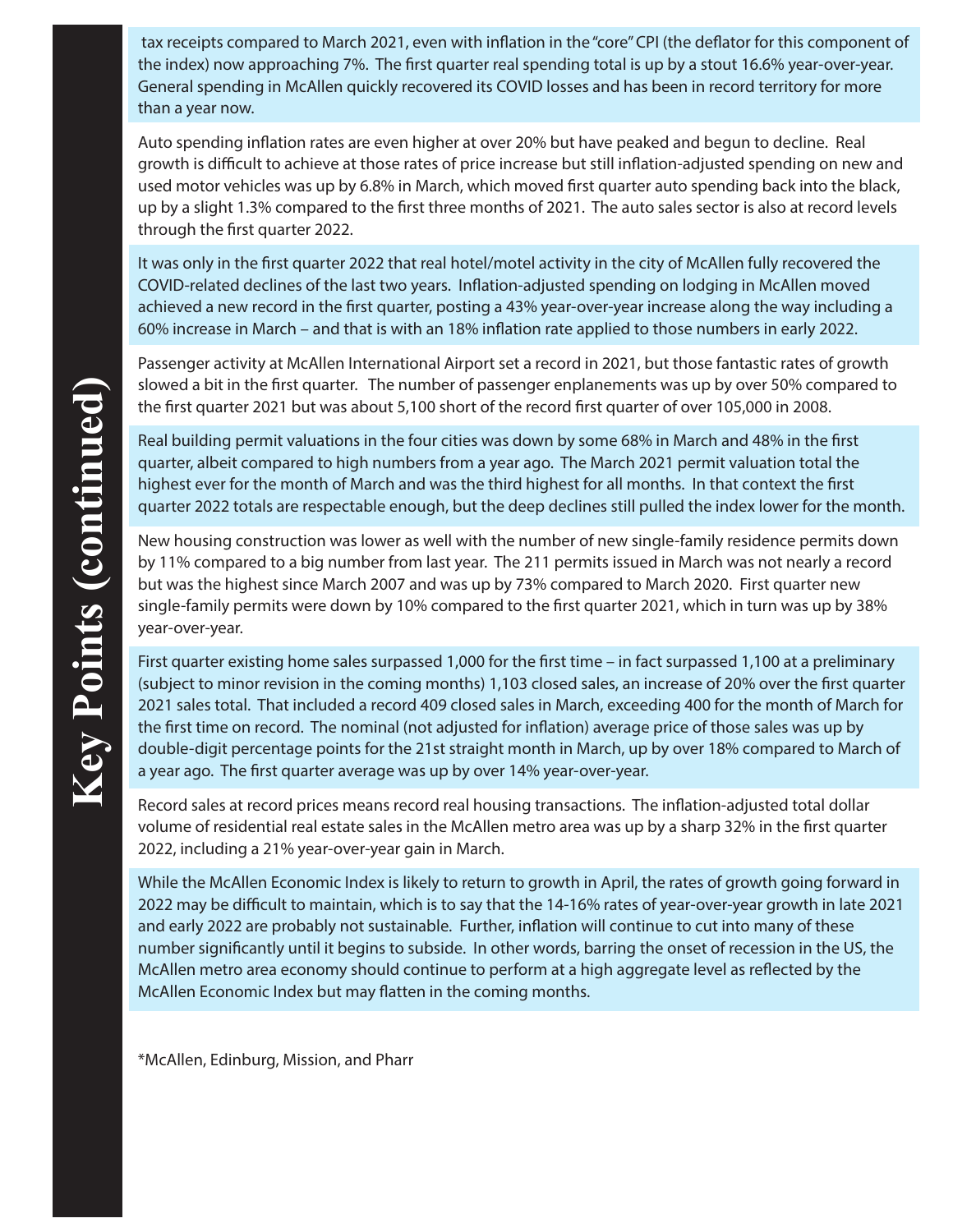# Key Points (continued)

tax receipts compared to March 2021, even with inflation in the "core" CPI (the deflator for this component of the index) now approaching 7%. The first quarter real spending total is up by a stout 16.6% year-over-year. General spending in McAllen quickly recovered its COVID losses and has been in record territory for more than a year now.

Auto spending inflation rates are even higher at over 20% but have peaked and begun to decline. Real growth is difficult to achieve at those rates of price increase but still inflation-adjusted spending on new and used motor vehicles was up by 6.8% in March, which moved first quarter auto spending back into the black, up by a slight 1.3% compared to the first three months of 2021. The auto sales sector is also at record levels through the first quarter 2022.

It was only in the first quarter 2022 that real hotel/motel activity in the city of McAllen fully recovered the COVID-related declines of the last two years. Inflation-adjusted spending on lodging in McAllen moved achieved a new record in the first quarter, posting a 43% year-over-year increase along the way including a 60% increase in March – and that is with an 18% inflation rate applied to those numbers in early 2022.

Passenger activity at McAllen International Airport set a record in 2021, but those fantastic rates of growth slowed a bit in the first quarter. The number of passenger enplanements was up by over 50% compared to the first quarter 2021 but was about 5,100 short of the record first quarter of over 105,000 in 2008.

Real building permit valuations in the four cities was down by some 68% in March and 48% in the first quarter, albeit compared to high numbers from a year ago. The March 2021 permit valuation total the highest ever for the month of March and was the third highest for all months. In that context the first quarter 2022 totals are respectable enough, but the deep declines still pulled the index lower for the month.

New housing construction was lower as well with the number of new single-family residence permits down by 11% compared to a big number from last year. The 211 permits issued in March was not nearly a record but was the highest since March 2007 and was up by 73% compared to March 2020. First quarter new single-family permits were down by 10% compared to the first quarter 2021, which in turn was up by 38% year-over-year.

First quarter existing home sales surpassed 1,000 for the first time – in fact surpassed 1,100 at a preliminary (subject to minor revision in the coming months) 1,103 closed sales, an increase of 20% over the first quarter 2021 sales total. That included a record 409 closed sales in March, exceeding 400 for the month of March for the first time on record. The nominal (not adjusted for inflation) average price of those sales was up by double-digit percentage points for the 21st straight month in March, up by over 18% compared to March of a year ago. The first quarter average was up by over 14% year-over-year.

Record sales at record prices means record real housing transactions. The inflation-adjusted total dollar volume of residential real estate sales in the McAllen metro area was up by a sharp 32% in the first quarter 2022, including a 21% year-over-year gain in March.

While the McAllen Economic Index is likely to return to growth in April, the rates of growth going forward in 2022 may be difficult to maintain, which is to say that the 14-16% rates of year-over-year growth in late 2021 and early 2022 are probably not sustainable. Further, inflation will continue to cut into many of these number significantly until it begins to subside. In other words, barring the onset of recession in the US, the McAllen metro area economy should continue to perform at a high aggregate level as reflected by the McAllen Economic Index but may flatten in the coming months.

*McAllen, Edinburg, Mission, and Pharr